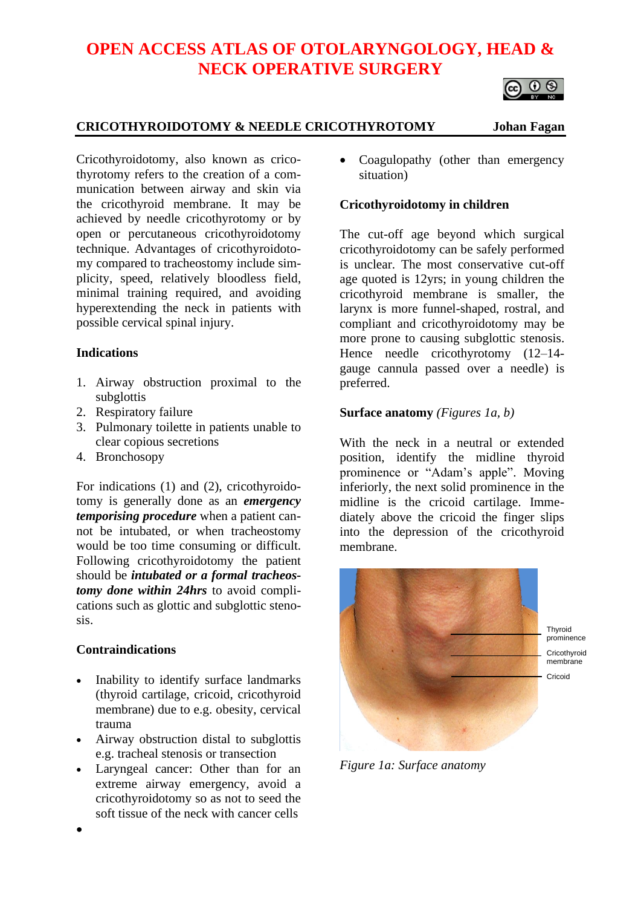# OPEN ACCESS ATLAS OF OTOLARYNGOLOGY, HEAD & NECK OPERATIVE SURGERY

## CRICOTHYROIDOTOMY & NEEDLE CRICOTHYROTOMY

**Johan Fagan**

Cricothyroidotomy, also known as cricothyrotomy refers to the creation of a communication between airway and skin via the cricothyroid membrane. It may be achieved by needle cricothyrotomy or by open or percutaneous cricothyroidotomy technique. Advantages of cricothyroidotomy compared to tracheostomy include simplicity, speed, relatively bloodless field, minimal training required, and avoiding hyperextending the neck in patients with possible cervical spinal injury.

### Indications

1. Airway obstruction proximal to the subglottis
2. Respiratory failure
3. Pulmonary toilette in patients unable to clear copious secretions
4. Bronchosopy

For indications (1) and (2), cricothyroidotomy is generally done as an ***emergency temporising procedure*** when a patient cannot be intubated, or when tracheostomy would be too time consuming or difficult. Following cricothyroidotomy the patient should be ***intubated or a formal tracheostomy done within 24hrs*** to avoid complications such as glottic and subglottic stenosis.

### Contraindications

- Inability to identify surface landmarks (thyroid cartilage, cricoid, cricothyroid membrane) due to e.g. obesity, cervical trauma
- Airway obstruction distal to subglottis e.g. tracheal stenosis or transection
- Laryngeal cancer: Other than for an extreme airway emergency, avoid a cricothyroidotomy so as not to seed the soft tissue of the neck with cancer cells
- 
- Coagulopathy (other than emergency situation)

### Cricothyroidotomy in children

The cut-off age beyond which surgical cricothyroidotomy can be safely performed is unclear. The most conservative cut-off age quoted is 12yrs; in young children the cricothyroid membrane is smaller, the larynx is more funnel-shaped, rostral, and compliant and cricothyroidotomy may be more prone to causing subglottic stenosis. Hence needle cricothyrotomy (12–14-gauge cannula passed over a needle) is preferred.

### Surface anatomy *(Figures 1a, b)*

With the neck in a neutral or extended position, identify the midline thyroid prominence or "Adam's apple". Moving inferiorly, the next solid prominence in the midline is the cricoid cartilage. Immediately above the cricoid the finger slips into the depression of the cricothyroid membrane.

Thyroid prominence
Cricothyroid membrane
Cricoid

*Figure 1a: Surface anatomy*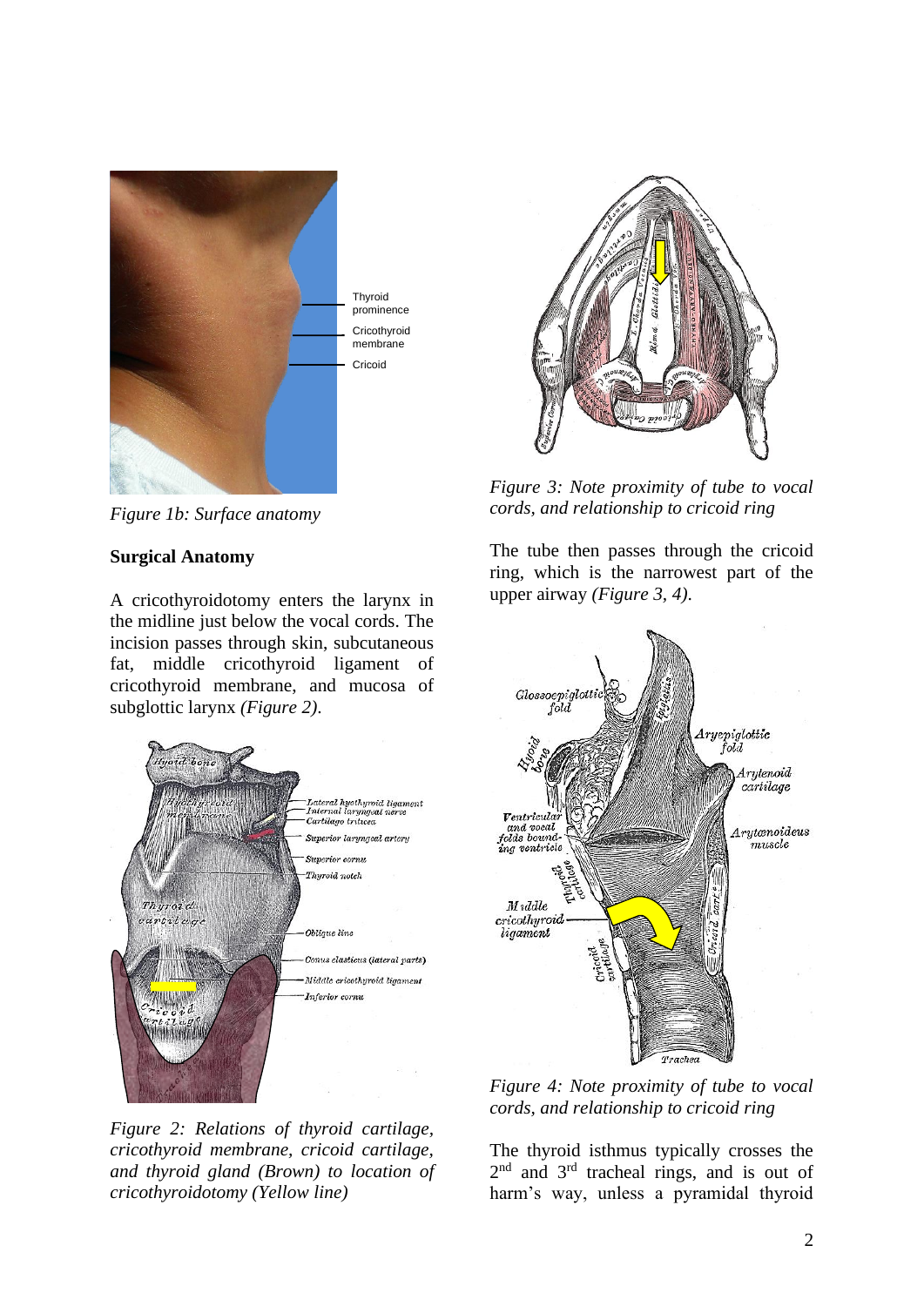Figure 1b: Surface anatomy

**Surgical Anatomy**

A cricothyroidotomy enters the larynx in the midline just below the vocal cords. The incision passes through skin, subcutaneous fat, middle cricothyroid ligament of cricothyroid membrane, and mucosa of subglottic larynx *(Figure 2)*.

*Figure 2: Relations of thyroid cartilage, cricothyroid membrane, cricoid cartilage, and thyroid gland (Brown) to location of cricothyroidotomy (Yellow line)*

*Figure 3: Note proximity of tube to vocal cords, and relationship to cricoid ring*

The tube then passes through the cricoid ring, which is the narrowest part of the upper airway *(Figure 3, 4)*.

*Figure 4: Note proximity of tube to vocal cords, and relationship to cricoid ring*

The thyroid isthmus typically crosses the 2nd and 3rd tracheal rings, and is out of harm's way, unless a pyramidal thyroid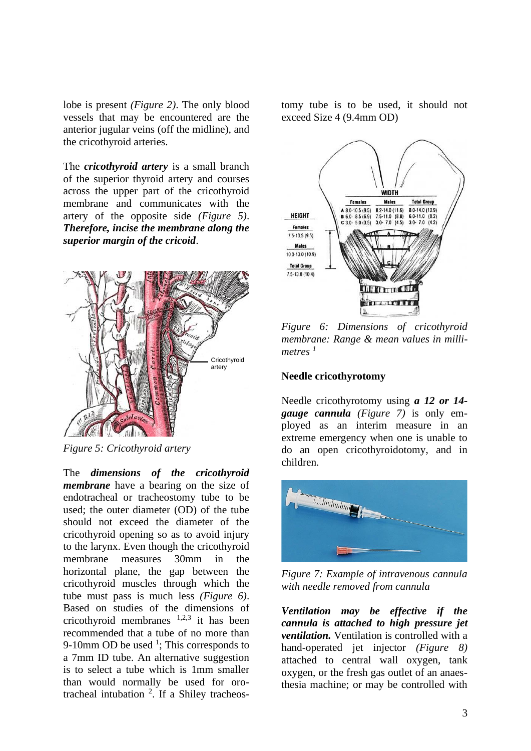lobe is present *(Figure 2)*. The only blood vessels that may be encountered are the anterior jugular veins (off the midline), and the cricothyroid arteries.

The ***cricothyroid artery*** is a small branch of the superior thyroid artery and courses across the upper part of the cricothyroid membrane and communicates with the artery of the opposite side *(Figure 5)*. ***Therefore, incise the membrane along the superior margin of the cricoid***.

*Figure 5: Cricothyroid artery*

The ***dimensions of the cricothyroid membrane*** have a bearing on the size of endotracheal or tracheostomy tube to be used; the outer diameter (OD) of the tube should not exceed the diameter of the cricothyroid opening so as to avoid injury to the larynx. Even though the cricothyroid membrane measures 30mm in the horizontal plane, the gap between the cricothyroid muscles through which the tube must pass is much less *(Figure 6)*. Based on studies of the dimensions of cricothyroid membranes [1,2,3] it has been recommended that a tube of no more than 9-10mm OD be used [1]; This corresponds to a 7mm ID tube. An alternative suggestion is to select a tube which is 1mm smaller than would normally be used for orotracheal intubation [2]. If a Shiley tracheostomy tube is to be used, it should not exceed Size 4 (9.4mm OD)

*Figure 6: Dimensions of cricothyroid membrane: Range & mean values in millimetres [1]*

**Needle cricothyrotomy**

Needle cricothyrotomy using ***a 12 or 14-gauge cannula*** *(Figure 7)* is only employed as an interim measure in an extreme emergency when one is unable to do an open cricothyroidotomy, and in children.

*Figure 7: Example of intravenous cannula with needle removed from cannula*

***Ventilation may be effective if the cannula is attached to high pressure jet ventilation.*** Ventilation is controlled with a hand-operated jet injector *(Figure 8)* attached to central wall oxygen, tank oxygen, or the fresh gas outlet of an anaesthesia machine; or may be controlled with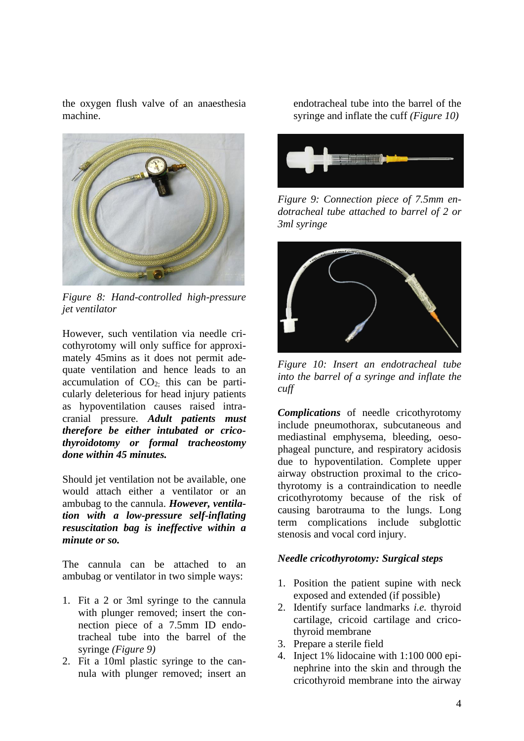the oxygen flush valve of an anaesthesia machine.

*Figure 8: Hand-controlled high-pressure jet ventilator*

However, such ventilation via needle cricothyrotomy will only suffice for approximately 45mins as it does not permit adequate ventilation and hence leads to an accumulation of $CO_2$; this can be particularly deleterious for head injury patients as hypoventilation causes raised intracranial pressure. ***Adult patients must therefore be either intubated or cricothyroidotomy or formal tracheostomy done within 45 minutes.***

Should jet ventilation not be available, one would attach either a ventilator or an ambubag to the cannula. ***However, ventilation with a low-pressure self-inflating resuscitation bag is ineffective within a minute or so.***

The cannula can be attached to an ambubag or ventilator in two simple ways:

1. Fit a 2 or 3ml syringe to the cannula with plunger removed; insert the connection piece of a 7.5mm ID endotracheal tube into the barrel of the syringe *(Figure 9)*
2. Fit a 10ml plastic syringe to the cannula with plunger removed; insert an endotracheal tube into the barrel of the syringe and inflate the cuff *(Figure 10)*

*Figure 9: Connection piece of 7.5mm endotracheal tube attached to barrel of 2 or 3ml syringe*

*Figure 10: Insert an endotracheal tube into the barrel of a syringe and inflate the cuff*

***Complications*** of needle cricothyrotomy include pneumothorax, subcutaneous and mediastinal emphysema, bleeding, oesophageal puncture, and respiratory acidosis due to hypoventilation. Complete upper airway obstruction proximal to the cricothyrotomy is a contraindication to needle cricothyrotomy because of the risk of causing barotrauma to the lungs. Long term complications include subglottic stenosis and vocal cord injury.

### *Needle cricothyrotomy: Surgical steps*

1. Position the patient supine with neck exposed and extended (if possible)
2. Identify surface landmarks *i.e.* thyroid cartilage, cricoid cartilage and cricothyroid membrane
3. Prepare a sterile field
4. Inject 1% lidocaine with 1:100 000 epinephrine into the skin and through the cricothyroid membrane into the airway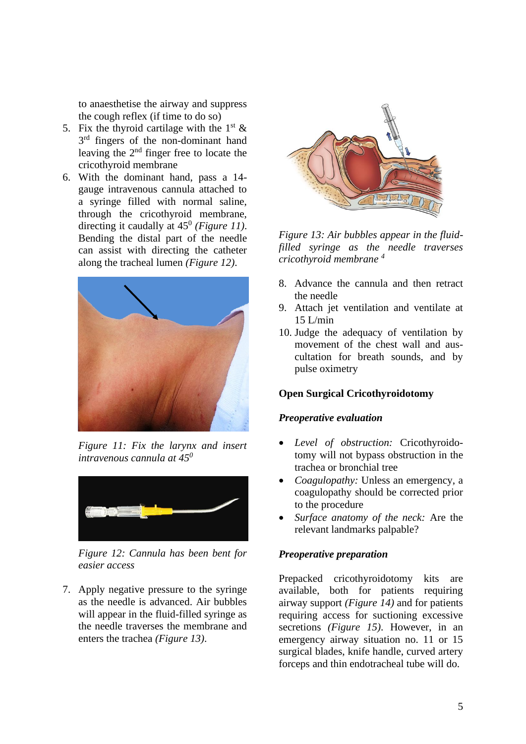to anaesthetise the airway and suppress the cough reflex (if time to do so)

5. Fix the thyroid cartilage with the 1st & 3rd fingers of the non-dominant hand leaving the 2nd finger free to locate the cricothyroid membrane
6. With the dominant hand, pass a 14-gauge intravenous cannula attached to a syringe filled with normal saline, through the cricothyroid membrane, directing it caudally at $45^0$ *(Figure 11)*. Bending the distal part of the needle can assist with directing the catheter along the tracheal lumen *(Figure 12)*.

*Figure 11: Fix the larynx and insert intravenous cannula at $45^0$*

*Figure 12: Cannula has been bent for easier access*

7. Apply negative pressure to the syringe as the needle is advanced. Air bubbles will appear in the fluid-filled syringe as the needle traverses the membrane and enters the trachea *(Figure 13)*.

*Figure 13: Air bubbles appear in the fluid-filled syringe as the needle traverses cricothyroid membrane [4]*

8. Advance the cannula and then retract the needle
9. Attach jet ventilation and ventilate at 15 L/min
10. Judge the adequacy of ventilation by movement of the chest wall and auscultation for breath sounds, and by pulse oximetry

## Open Surgical Cricothyroidotomy

### *Preoperative evaluation*

- *Level of obstruction:* Cricothyroidotomy will not bypass obstruction in the trachea or bronchial tree
- *Coagulopathy:* Unless an emergency, a coagulopathy should be corrected prior to the procedure
- *Surface anatomy of the neck:* Are the relevant landmarks palpable?

### *Preoperative preparation*

Prepacked cricothyroidotomy kits are available, both for patients requiring airway support *(Figure 14)* and for patients requiring access for suctioning excessive secretions *(Figure 15)*. However, in an emergency airway situation no. 11 or 15 surgical blades, knife handle, curved artery forceps and thin endotracheal tube will do.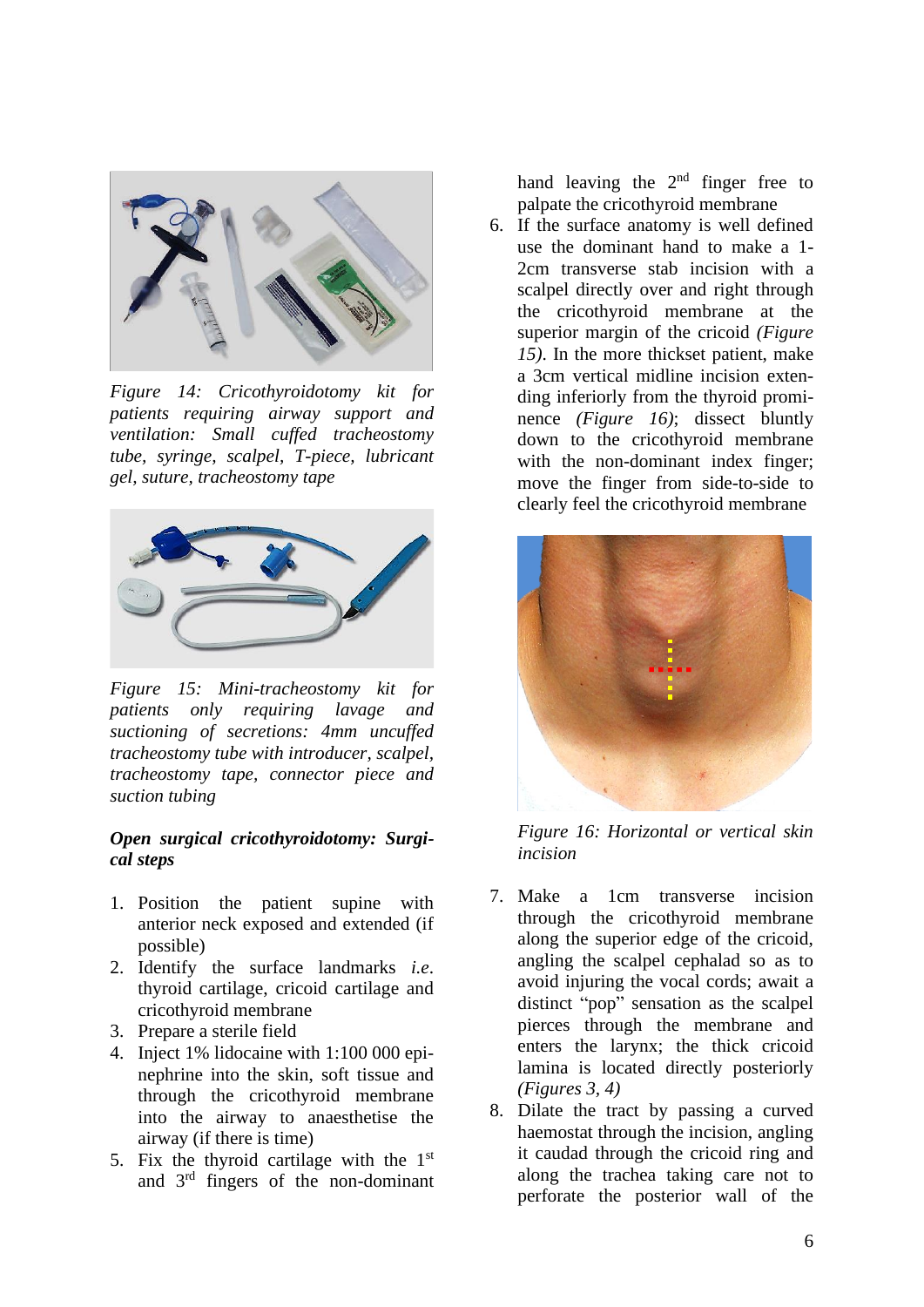*Figure 14: Cricothyroidotomy kit for patients requiring airway support and ventilation: Small cuffed tracheostomy tube, syringe, scalpel, T-piece, lubricant gel, suture, tracheostomy tape*

*Figure 15: Mini-tracheostomy kit for patients only requiring lavage and suctioning of secretions: 4mm uncuffed tracheostomy tube with introducer, scalpel, tracheostomy tape, connector piece and suction tubing*

***Open surgical cricothyroidotomy: Surgical steps***

1. Position the patient supine with anterior neck exposed and extended (if possible)
2. Identify the surface landmarks *i.e.* thyroid cartilage, cricoid cartilage and cricothyroid membrane
3. Prepare a sterile field
4. Inject 1% lidocaine with 1:100 000 epinephrine into the skin, soft tissue and through the cricothyroid membrane into the airway to anaesthetise the airway (if there is time)
5. Fix the thyroid cartilage with the 1st and 3rd fingers of the non-dominant hand leaving the 2nd finger free to palpate the cricothyroid membrane
6. If the surface anatomy is well defined use the dominant hand to make a 1-2cm transverse stab incision with a scalpel directly over and right through the cricothyroid membrane at the superior margin of the cricoid *(Figure 15)*. In the more thickset patient, make a 3cm vertical midline incision extending inferiorly from the thyroid prominence *(Figure 16)*; dissect bluntly down to the cricothyroid membrane with the non-dominant index finger; move the finger from side-to-side to clearly feel the cricothyroid membrane

*Figure 16: Horizontal or vertical skin incision*

7. Make a 1cm transverse incision through the cricothyroid membrane along the superior edge of the cricoid, angling the scalpel cephalad so as to avoid injuring the vocal cords; await a distinct "pop" sensation as the scalpel pierces through the membrane and enters the larynx; the thick cricoid lamina is located directly posteriorly *(Figures 3, 4)*
8. Dilate the tract by passing a curved haemostat through the incision, angling it caudad through the cricoid ring and along the trachea taking care not to perforate the posterior wall of the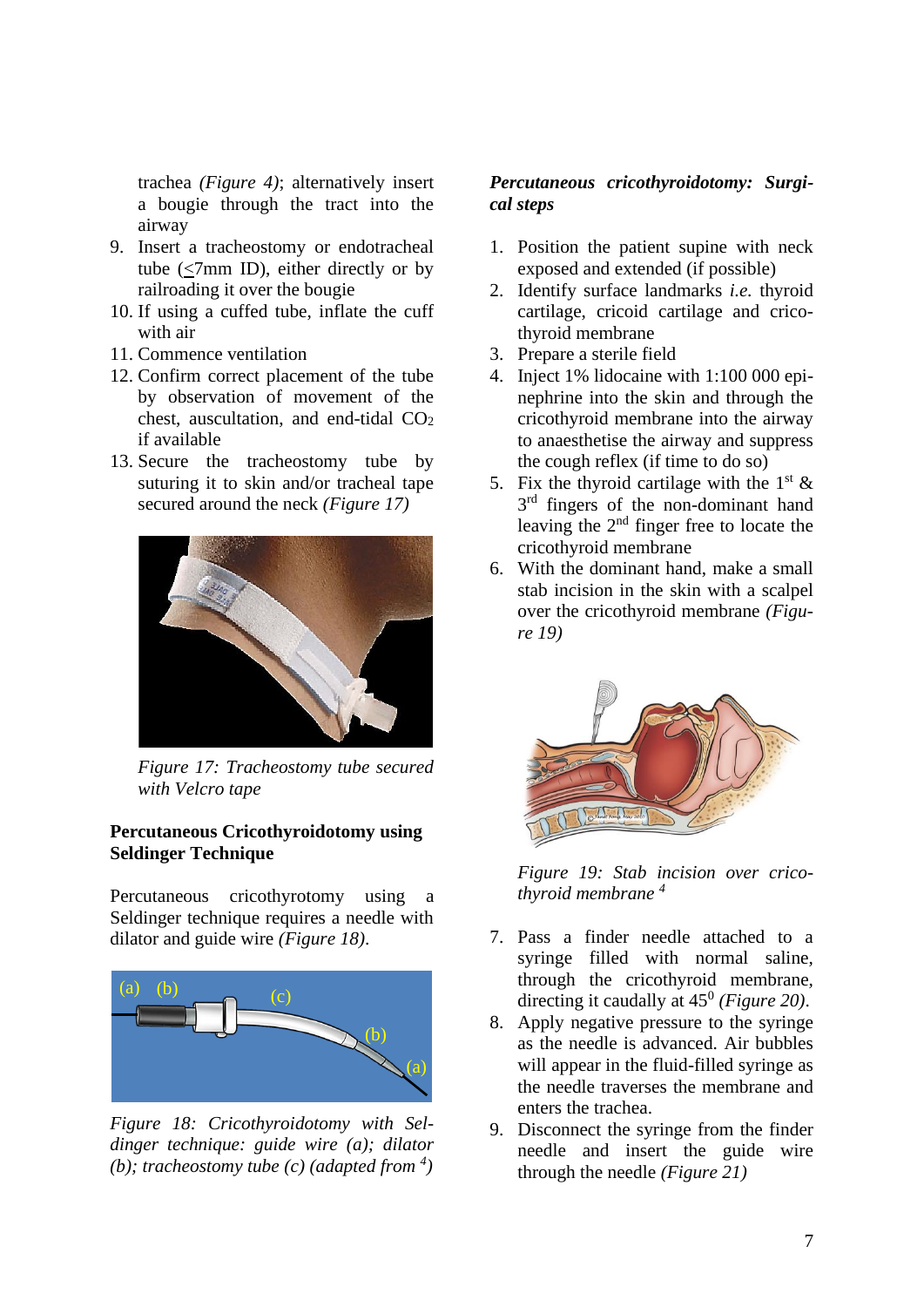trachea *(Figure 4)*; alternatively insert a bougie through the tract into the airway

9. Insert a tracheostomy or endotracheal tube (≤7mm ID), either directly or by railroading it over the bougie
10. If using a cuffed tube, inflate the cuff with air
11. Commence ventilation
12. Confirm correct placement of the tube by observation of movement of the chest, auscultation, and end-tidal $CO_2$ if available
13. Secure the tracheostomy tube by suturing it to skin and/or tracheal tape secured around the neck *(Figure 17)*

*Figure 17: Tracheostomy tube secured with Velcro tape*

**Percutaneous Cricothyroidotomy using Seldinger Technique**

Percutaneous cricothyrotomy using a Seldinger technique requires a needle with dilator and guide wire *(Figure 18)*.

*Figure 18: Cricothyroidotomy with Seldinger technique: guide wire (a); dilator (b); tracheostomy tube (c) (adapted from [4])*

***Percutaneous cricothyroidotomy: Surgical steps***

1. Position the patient supine with neck exposed and extended (if possible)
2. Identify surface landmarks *i.e.* thyroid cartilage, cricoid cartilage and cricothyroid membrane
3. Prepare a sterile field
4. Inject 1% lidocaine with 1:100 000 epinephrine into the skin and through the cricothyroid membrane into the airway to anaesthetise the airway and suppress the cough reflex (if time to do so)
5. Fix the thyroid cartilage with the 1st & 3rd fingers of the non-dominant hand leaving the 2nd finger free to locate the cricothyroid membrane
6. With the dominant hand, make a small stab incision in the skin with a scalpel over the cricothyroid membrane *(Figure 19)*

*Figure 19: Stab incision over cricothyroid membrane [4]*

7. Pass a finder needle attached to a syringe filled with normal saline, through the cricothyroid membrane, directing it caudally at $45^0$ *(Figure 20)*.
8. Apply negative pressure to the syringe as the needle is advanced. Air bubbles will appear in the fluid-filled syringe as the needle traverses the membrane and enters the trachea.
9. Disconnect the syringe from the finder needle and insert the guide wire through the needle *(Figure 21)*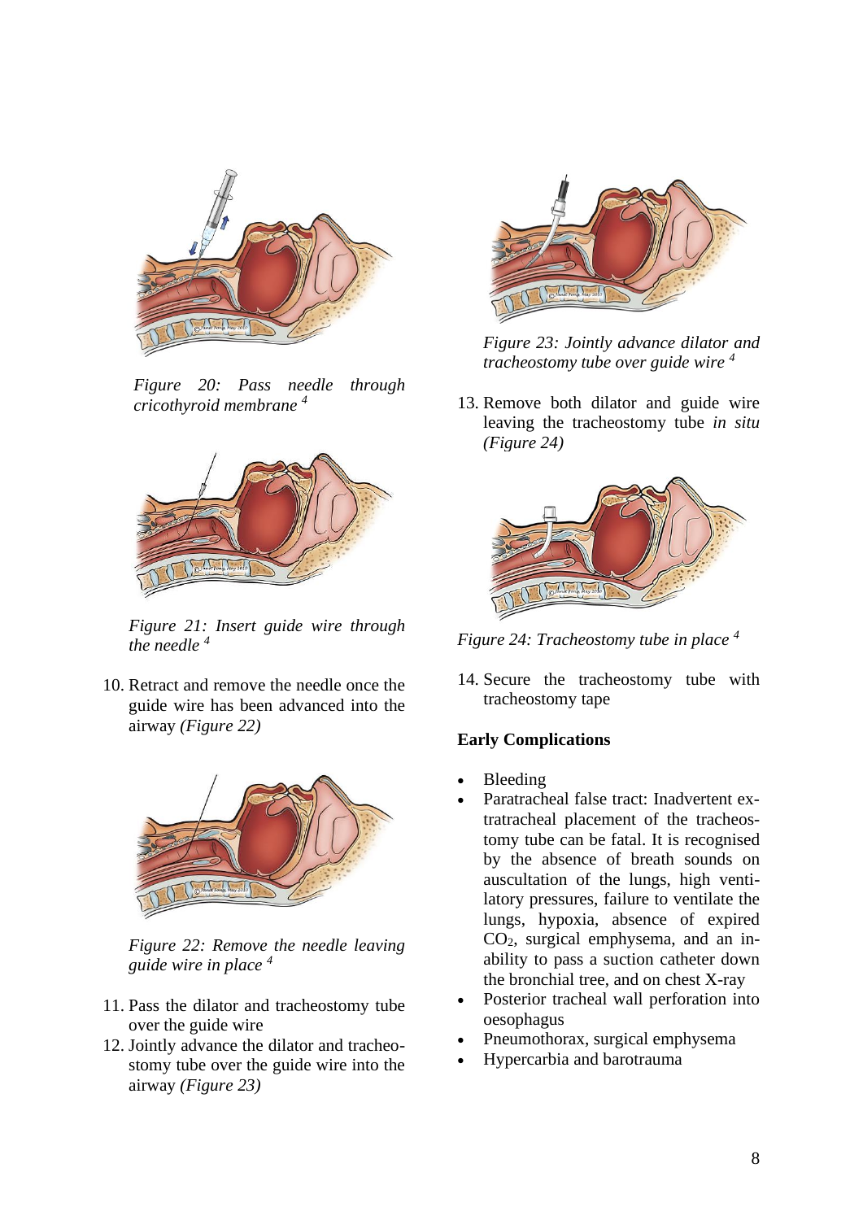*Figure 20: Pass needle through cricothyroid membrane [4]*

*Figure 21: Insert guide wire through the needle [4]*

10. Retract and remove the needle once the guide wire has been advanced into the airway *(Figure 22)*

*Figure 22: Remove the needle leaving guide wire in place [4]*

11. Pass the dilator and tracheostomy tube over the guide wire
12. Jointly advance the dilator and tracheostomy tube over the guide wire into the airway *(Figure 23)*

*Figure 23: Jointly advance dilator and tracheostomy tube over guide wire [4]*

13. Remove both dilator and guide wire leaving the tracheostomy tube *in situ (Figure 24)*

*Figure 24: Tracheostomy tube in place [4]*

14. Secure the tracheostomy tube with tracheostomy tape

**Early Complications**

- Bleeding
- Paratracheal false tract: Inadvertent extratracheal placement of the tracheostomy tube can be fatal. It is recognised by the absence of breath sounds on auscultation of the lungs, high ventilatory pressures, failure to ventilate the lungs, hypoxia, absence of expired $CO_2$, surgical emphysema, and an inability to pass a suction catheter down the bronchial tree, and on chest X-ray
- Posterior tracheal wall perforation into oesophagus
- Pneumothorax, surgical emphysema
- Hypercarbia and barotrauma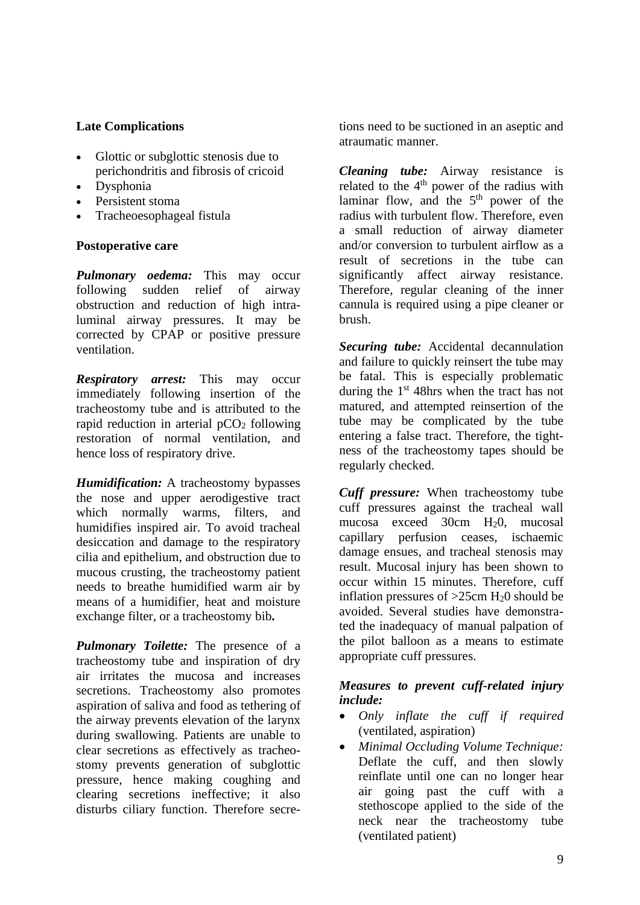**Late Complications**

- Glottic or subglottic stenosis due to perichondritis and fibrosis of cricoid
- Dysphonia
- Persistent stoma
- Tracheoesophageal fistula

**Postoperative care**

***Pulmonary oedema:*** This may occur following sudden relief of airway obstruction and reduction of high intraluminal airway pressures. It may be corrected by CPAP or positive pressure ventilation.

***Respiratory arrest:*** This may occur immediately following insertion of the tracheostomy tube and is attributed to the rapid reduction in arterial $pCO_2$ following restoration of normal ventilation, and hence loss of respiratory drive.

***Humidification:*** A tracheostomy bypasses the nose and upper aerodigestive tract which normally warms, filters, and humidifies inspired air. To avoid tracheal desiccation and damage to the respiratory cilia and epithelium, and obstruction due to mucous crusting, the tracheostomy patient needs to breathe humidified warm air by means of a humidifier, heat and moisture exchange filter, or a tracheostomy bib**.**

***Pulmonary Toilette:*** The presence of a tracheostomy tube and inspiration of dry air irritates the mucosa and increases secretions. Tracheostomy also promotes aspiration of saliva and food as tethering of the airway prevents elevation of the larynx during swallowing. Patients are unable to clear secretions as effectively as tracheostomy prevents generation of subglottic pressure, hence making coughing and clearing secretions ineffective; it also disturbs ciliary function. Therefore secretions need to be suctioned in an aseptic and atraumatic manner.

***Cleaning tube:*** Airway resistance is related to the $4^{th}$ power of the radius with laminar flow, and the $5^{th}$ power of the radius with turbulent flow. Therefore, even a small reduction of airway diameter and/or conversion to turbulent airflow as a result of secretions in the tube can significantly affect airway resistance. Therefore, regular cleaning of the inner cannula is required using a pipe cleaner or brush.

***Securing tube:*** Accidental decannulation and failure to quickly reinsert the tube may be fatal. This is especially problematic during the $1^{st}$ 48hrs when the tract has not matured, and attempted reinsertion of the tube may be complicated by the tube entering a false tract. Therefore, the tightness of the tracheostomy tapes should be regularly checked.

***Cuff pressure:*** When tracheostomy tube cuff pressures against the tracheal wall mucosa exceed 30cm $H_20$, mucosal capillary perfusion ceases, ischaemic damage ensues, and tracheal stenosis may result. Mucosal injury has been shown to occur within 15 minutes. Therefore, cuff inflation pressures of >25cm $H_20$ should be avoided. Several studies have demonstrated the inadequacy of manual palpation of the pilot balloon as a means to estimate appropriate cuff pressures.

***Measures to prevent cuff-related injury include:***

- *Only inflate the cuff if required* (ventilated, aspiration)
- *Minimal Occluding Volume Technique:* Deflate the cuff, and then slowly reinflate until one can no longer hear air going past the cuff with a stethoscope applied to the side of the neck near the tracheostomy tube (ventilated patient)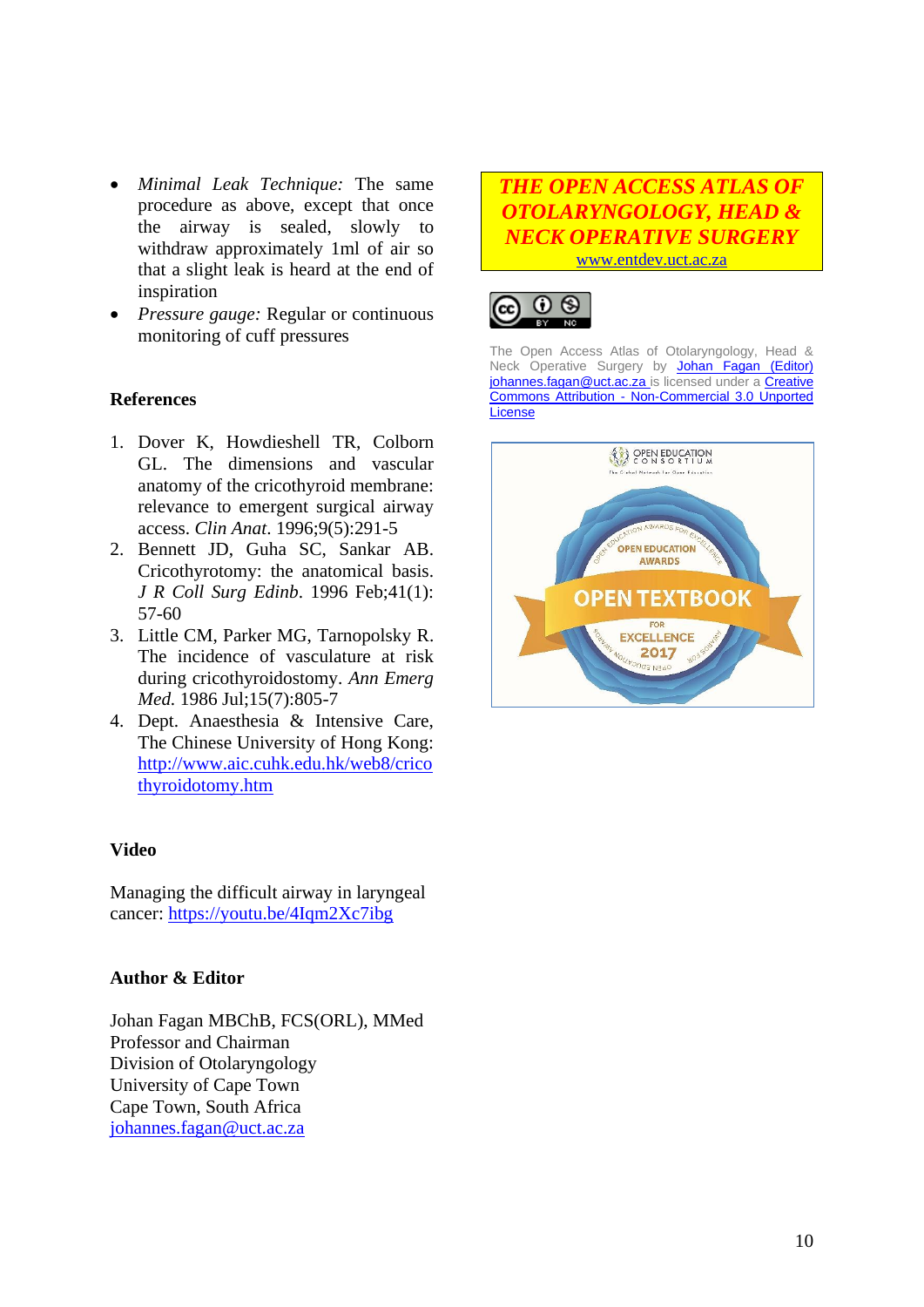- *Minimal Leak Technique:* The same procedure as above, except that once the airway is sealed, slowly to withdraw approximately 1ml of air so that a slight leak is heard at the end of inspiration
- *Pressure gauge:* Regular or continuous monitoring of cuff pressures

## References

1. Dover K, Howdieshell TR, Colborn GL. The dimensions and vascular anatomy of the cricothyroid membrane: relevance to emergent surgical airway access. *Clin Anat*. 1996;9(5):291-5
2. Bennett JD, Guha SC, Sankar AB. Cricothyrotomy: the anatomical basis. *J R Coll Surg Edinb*. 1996 Feb;41(1): 57-60
3. Little CM, Parker MG, Tarnopolsky R. The incidence of vasculature at risk during cricothyroidostomy. *Ann Emerg Med.* 1986 Jul;15(7):805-7
4. Dept. Anaesthesia & Intensive Care, The Chinese University of Hong Kong: http://www.aic.cuhk.edu.hk/web8/cricothyroidotomy.htm

## Video

Managing the difficult airway in laryngeal cancer: https://youtu.be/4Iqm2Xc7ibg

## Author & Editor

Johan Fagan MBChB, FCS(ORL), MMed
Professor and Chairman
Division of Otolaryngology
University of Cape Town
Cape Town, South Africa
johannes.fagan@uct.ac.za

***THE OPEN ACCESS ATLAS OF OTOLARYNGOLOGY, HEAD & NECK OPERATIVE SURGERY***
www.entdev.uct.ac.za

The Open Access Atlas of Otolaryngology, Head & Neck Operative Surgery by Johan Fagan (Editor) johannes.fagan@uct.ac.za is licensed under a Creative Commons Attribution - Non-Commercial 3.0 Unported License